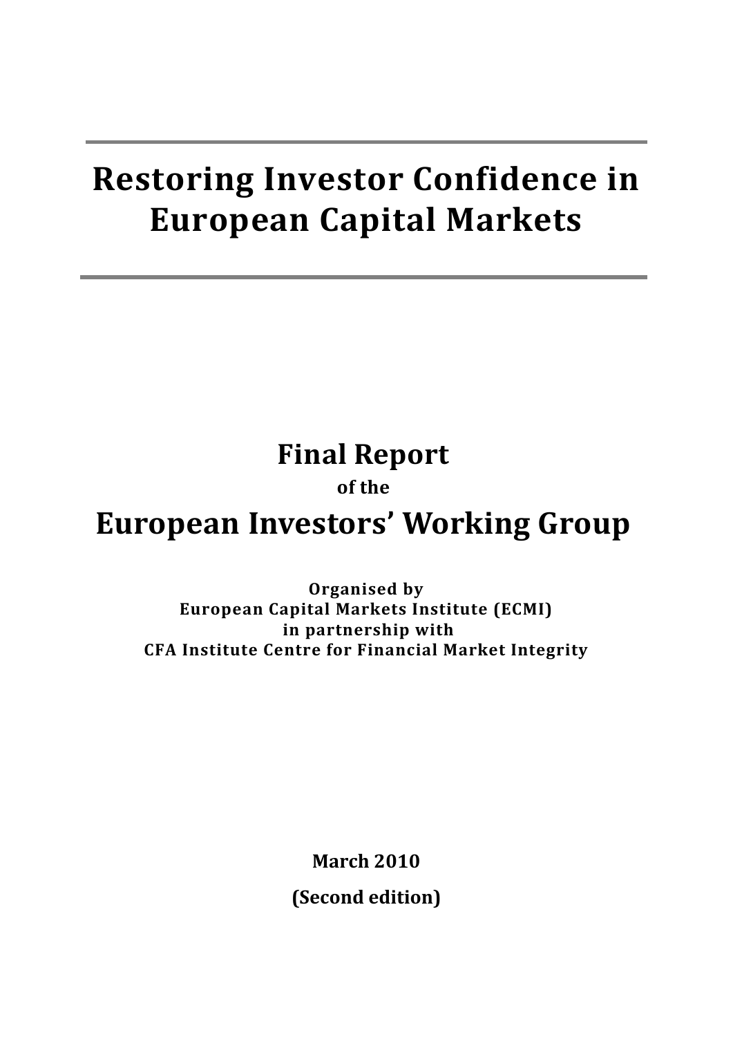# Restoring Investor Confidence in European Capital Markets

## Final Report

**of the**

## European Investors' Working Group

**Organised by**
**European Capital Markets Institute (ECMI)**
**in partnership with**
**CFA Institute Centre for Financial Market Integrity**

**March 2010**

**(Second edition)**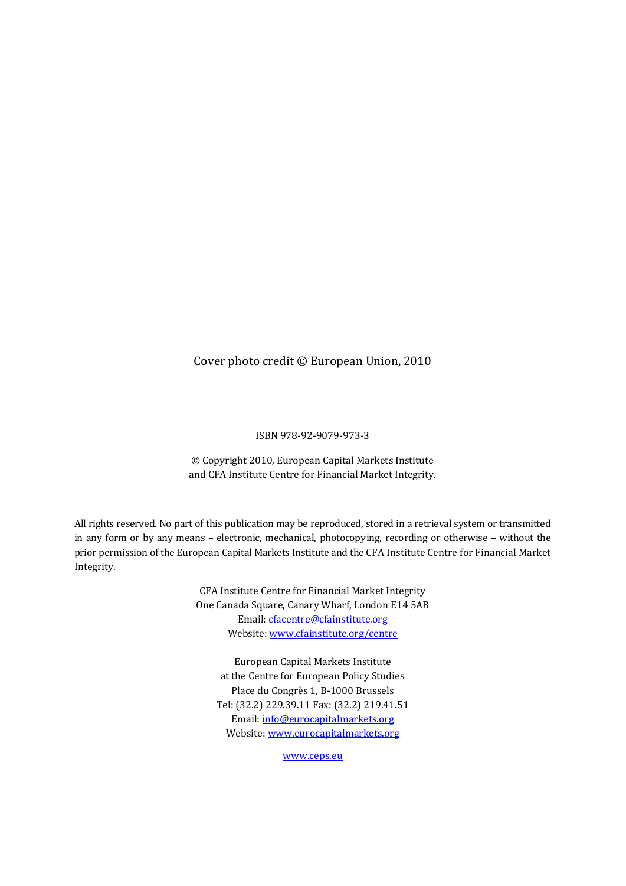Cover photo credit © European Union, 2010

ISBN 978-92-9079-973-3

© Copyright 2010, European Capital Markets Institute
and CFA Institute Centre for Financial Market Integrity.

All rights reserved. No part of this publication may be reproduced, stored in a retrieval system or transmitted in any form or by any means – electronic, mechanical, photocopying, recording or otherwise – without the prior permission of the European Capital Markets Institute and the CFA Institute Centre for Financial Market Integrity.

CFA Institute Centre for Financial Market Integrity
One Canada Square, Canary Wharf, London E14 5AB
Email: cfacentre@cfainstitute.org
Website: www.cfainstitute.org/centre

European Capital Markets Institute
at the Centre for European Policy Studies
Place du Congrès 1, B-1000 Brussels
Tel: (32.2) 229.39.11 Fax: (32.2) 219.41.51
Email: info@eurocapitalmarkets.org
Website: www.eurocapitalmarkets.org

www.ceps.eu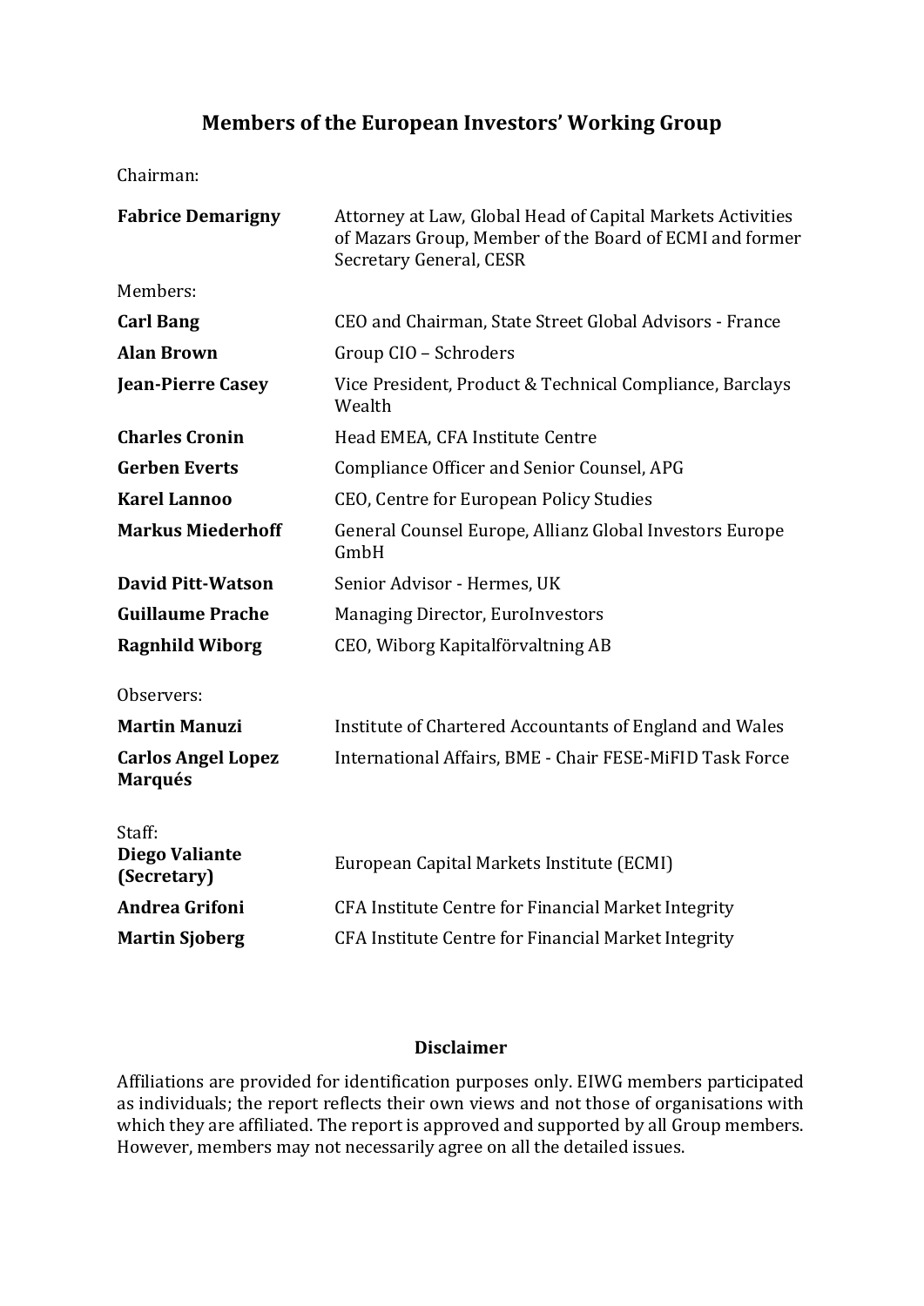# Members of the European Investors' Working Group

Chairman:

| | |
|---|---|
| **Fabrice Demarigny** | Attorney at Law, Global Head of Capital Markets Activities of Mazars Group, Member of the Board of ECMI and former Secretary General, CESR |

Members:

| | |
|---|---|
| **Carl Bang** | CEO and Chairman, State Street Global Advisors - France |
| **Alan Brown** | Group CIO – Schroders |
| **Jean-Pierre Casey** | Vice President, Product & Technical Compliance, Barclays Wealth |
| **Charles Cronin** | Head EMEA, CFA Institute Centre |
| **Gerben Everts** | Compliance Officer and Senior Counsel, APG |
| **Karel Lannoo** | CEO, Centre for European Policy Studies |
| **Markus Miederhoff** | General Counsel Europe, Allianz Global Investors Europe GmbH |
| **David Pitt-Watson** | Senior Advisor - Hermes, UK |
| **Guillaume Prache** | Managing Director, EuroInvestors |
| **Ragnhild Wiborg** | CEO, Wiborg Kapitalförvaltning AB |

Observers:

| | |
|---|---|
| **Martin Manuzi** | Institute of Chartered Accountants of England and Wales |
| **Carlos Angel Lopez Marqués** | International Affairs, BME - Chair FESE-MiFID Task Force |

Staff:

| | |
|---|---|
| **Diego Valiante (Secretary)** | European Capital Markets Institute (ECMI) |
| **Andrea Grifoni** | CFA Institute Centre for Financial Market Integrity |
| **Martin Sjoberg** | CFA Institute Centre for Financial Market Integrity |

**Disclaimer**

Affiliations are provided for identification purposes only. EIWG members participated as individuals; the report reflects their own views and not those of organisations with which they are affiliated. The report is approved and supported by all Group members. However, members may not necessarily agree on all the detailed issues.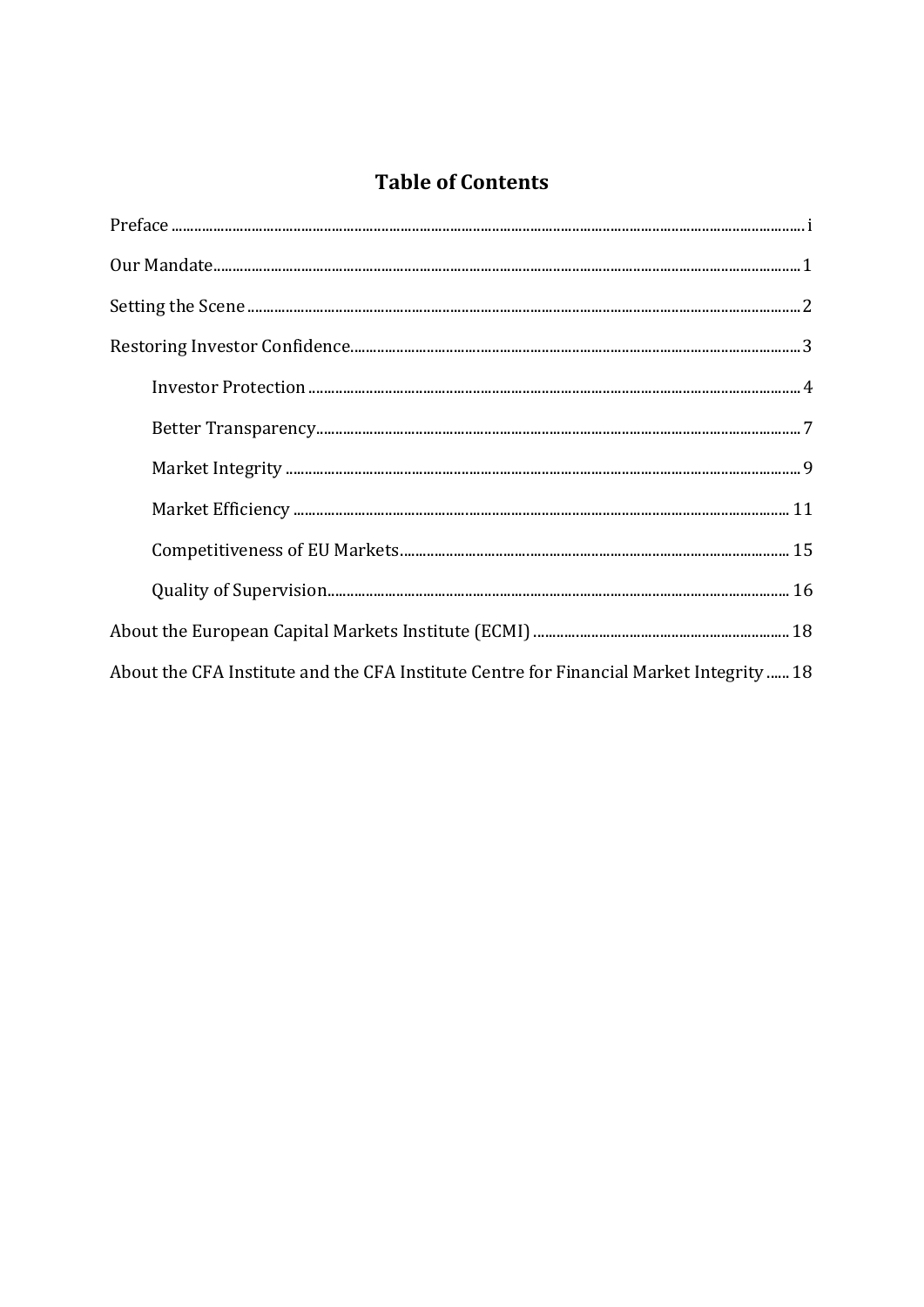# Table of Contents

Preface ........................................................................................................................ i

Our Mandate.................................................................................................................. 1

Setting the Scene .......................................................................................................... 2

Restoring Investor Confidence..................................................................................... 3

- Investor Protection ................................................................................................ 4
- Better Transparency................................................................................................ 7
- Market Integrity ...................................................................................................... 9
- Market Efficiency .................................................................................................. 11
- Competitiveness of EU Markets............................................................................ 15
- Quality of Supervision............................................................................................ 16

About the European Capital Markets Institute (ECMI) ................................................ 18

About the CFA Institute and the CFA Institute Centre for Financial Market Integrity ...... 18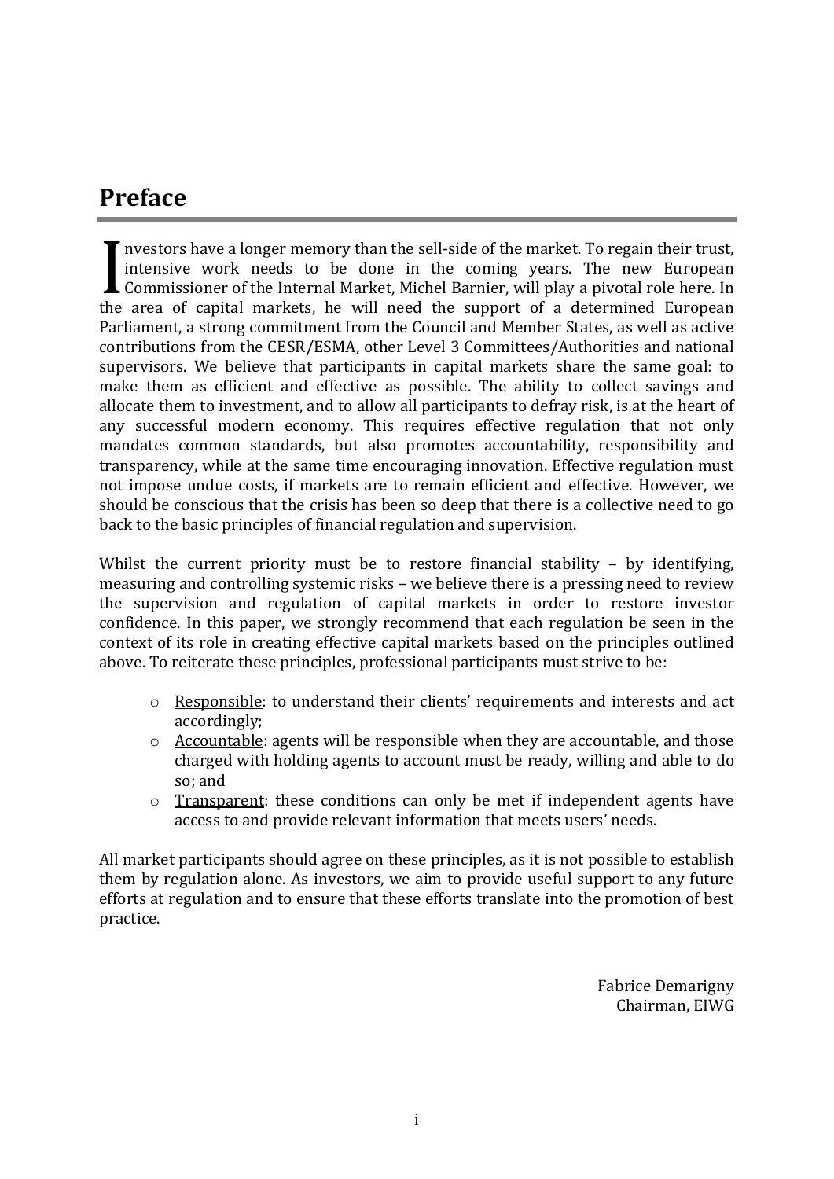## Preface

Investors have a longer memory than the sell-side of the market. To regain their trust, intensive work needs to be done in the coming years. The new European Commissioner of the Internal Market, Michel Barnier, will play a pivotal role here. In the area of capital markets, he will need the support of a determined European Parliament, a strong commitment from the Council and Member States, as well as active contributions from the CESR/ESMA, other Level 3 Committees/Authorities and national supervisors. We believe that participants in capital markets share the same goal: to make them as efficient and effective as possible. The ability to collect savings and allocate them to investment, and to allow all participants to defray risk, is at the heart of any successful modern economy. This requires effective regulation that not only mandates common standards, but also promotes accountability, responsibility and transparency, while at the same time encouraging innovation. Effective regulation must not impose undue costs, if markets are to remain efficient and effective. However, we should be conscious that the crisis has been so deep that there is a collective need to go back to the basic principles of financial regulation and supervision.

Whilst the current priority must be to restore financial stability – by identifying, measuring and controlling systemic risks – we believe there is a pressing need to review the supervision and regulation of capital markets in order to restore investor confidence. In this paper, we strongly recommend that each regulation be seen in the context of its role in creating effective capital markets based on the principles outlined above. To reiterate these principles, professional participants must strive to be:

- Responsible: to understand their clients' requirements and interests and act accordingly;
- Accountable: agents will be responsible when they are accountable, and those charged with holding agents to account must be ready, willing and able to do so; and
- Transparent: these conditions can only be met if independent agents have access to and provide relevant information that meets users' needs.

All market participants should agree on these principles, as it is not possible to establish them by regulation alone. As investors, we aim to provide useful support to any future efforts at regulation and to ensure that these efforts translate into the promotion of best practice.

Fabrice Demarigny
Chairman, EIWG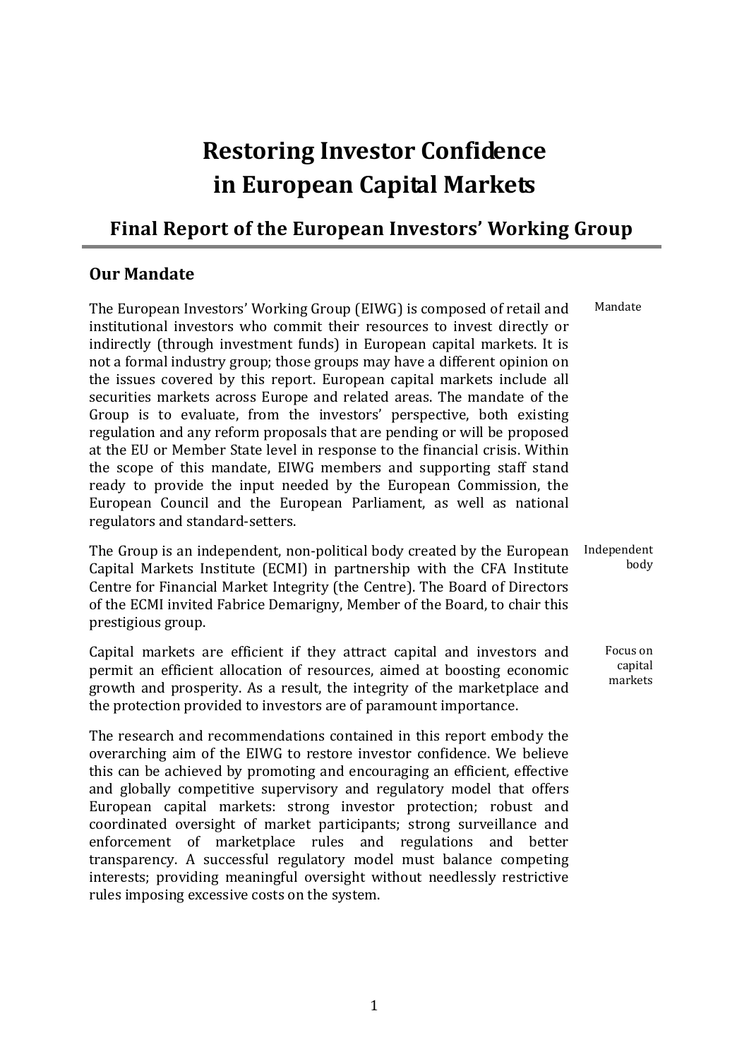# Restoring Investor Confidence in European Capital Markets

## Final Report of the European Investors' Working Group

### Our Mandate

*Mandate*

The European Investors' Working Group (EIWG) is composed of retail and institutional investors who commit their resources to invest directly or indirectly (through investment funds) in European capital markets. It is not a formal industry group; those groups may have a different opinion on the issues covered by this report. European capital markets include all securities markets across Europe and related areas. The mandate of the Group is to evaluate, from the investors' perspective, both existing regulation and any reform proposals that are pending or will be proposed at the EU or Member State level in response to the financial crisis. Within the scope of this mandate, EIWG members and supporting staff stand ready to provide the input needed by the European Commission, the European Council and the European Parliament, as well as national regulators and standard-setters.

*Independent body*

The Group is an independent, non-political body created by the European Capital Markets Institute (ECMI) in partnership with the CFA Institute Centre for Financial Market Integrity (the Centre). The Board of Directors of the ECMI invited Fabrice Demarigny, Member of the Board, to chair this prestigious group.

*Focus on capital markets*

Capital markets are efficient if they attract capital and investors and permit an efficient allocation of resources, aimed at boosting economic growth and prosperity. As a result, the integrity of the marketplace and the protection provided to investors are of paramount importance.

The research and recommendations contained in this report embody the overarching aim of the EIWG to restore investor confidence. We believe this can be achieved by promoting and encouraging an efficient, effective and globally competitive supervisory and regulatory model that offers European capital markets: strong investor protection; robust and coordinated oversight of market participants; strong surveillance and enforcement of marketplace rules and regulations and better transparency. A successful regulatory model must balance competing interests; providing meaningful oversight without needlessly restrictive rules imposing excessive costs on the system.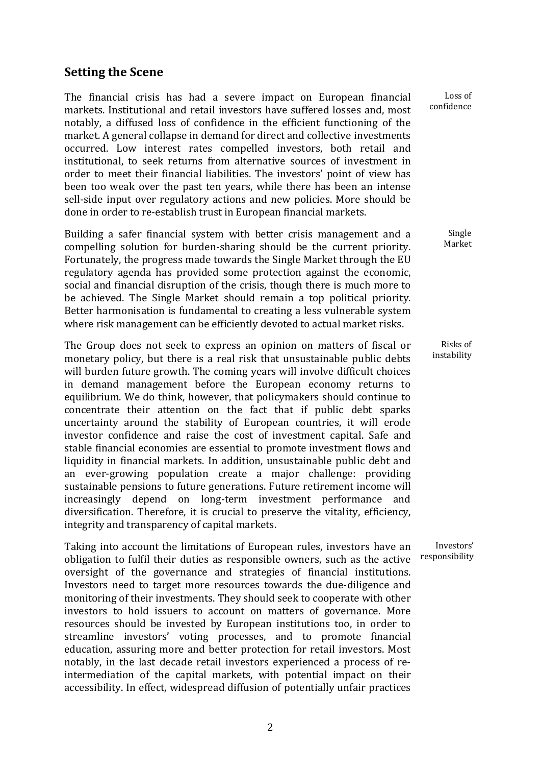## Setting the Scene

Loss of confidence

The financial crisis has had a severe impact on European financial markets. Institutional and retail investors have suffered losses and, most notably, a diffused loss of confidence in the efficient functioning of the market. A general collapse in demand for direct and collective investments occurred. Low interest rates compelled investors, both retail and institutional, to seek returns from alternative sources of investment in order to meet their financial liabilities. The investors' point of view has been too weak over the past ten years, while there has been an intense sell-side input over regulatory actions and new policies. More should be done in order to re-establish trust in European financial markets.

Single Market

Building a safer financial system with better crisis management and a compelling solution for burden-sharing should be the current priority. Fortunately, the progress made towards the Single Market through the EU regulatory agenda has provided some protection against the economic, social and financial disruption of the crisis, though there is much more to be achieved. The Single Market should remain a top political priority. Better harmonisation is fundamental to creating a less vulnerable system where risk management can be efficiently devoted to actual market risks.

Risks of instability

The Group does not seek to express an opinion on matters of fiscal or monetary policy, but there is a real risk that unsustainable public debts will burden future growth. The coming years will involve difficult choices in demand management before the European economy returns to equilibrium. We do think, however, that policymakers should continue to concentrate their attention on the fact that if public debt sparks uncertainty around the stability of European countries, it will erode investor confidence and raise the cost of investment capital. Safe and stable financial economies are essential to promote investment flows and liquidity in financial markets. In addition, unsustainable public debt and an ever-growing population create a major challenge: providing sustainable pensions to future generations. Future retirement income will increasingly depend on long-term investment performance and diversification. Therefore, it is crucial to preserve the vitality, efficiency, integrity and transparency of capital markets.

Investors' responsibility

Taking into account the limitations of European rules, investors have an obligation to fulfil their duties as responsible owners, such as the active oversight of the governance and strategies of financial institutions. Investors need to target more resources towards the due-diligence and monitoring of their investments. They should seek to cooperate with other investors to hold issuers to account on matters of governance. More resources should be invested by European institutions too, in order to streamline investors' voting processes, and to promote financial education, assuring more and better protection for retail investors. Most notably, in the last decade retail investors experienced a process of re-intermediation of the capital markets, with potential impact on their accessibility. In effect, widespread diffusion of potentially unfair practices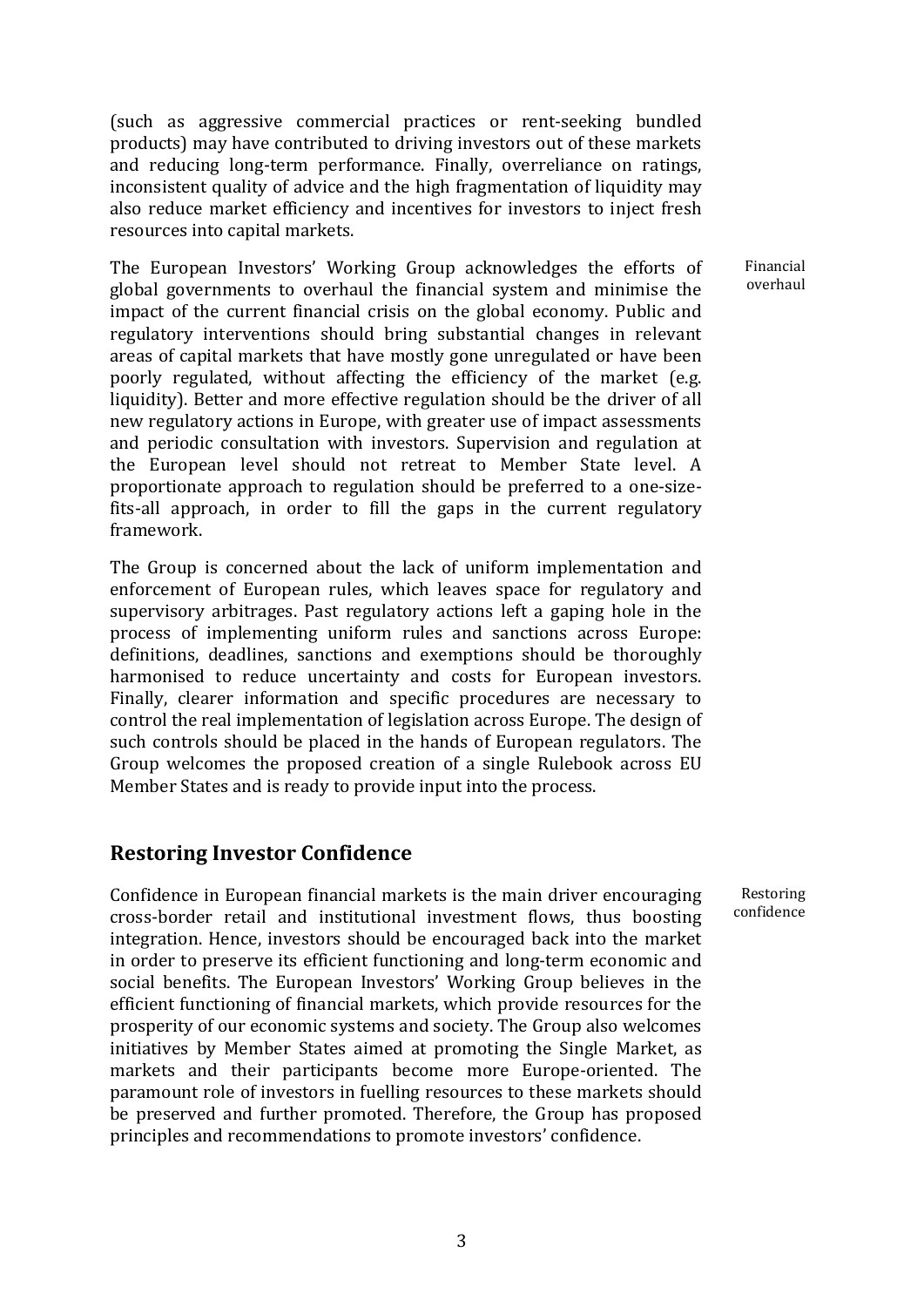(such as aggressive commercial practices or rent-seeking bundled products) may have contributed to driving investors out of these markets and reducing long-term performance. Finally, overreliance on ratings, inconsistent quality of advice and the high fragmentation of liquidity may also reduce market efficiency and incentives for investors to inject fresh resources into capital markets.

Financial overhaul

The European Investors' Working Group acknowledges the efforts of global governments to overhaul the financial system and minimise the impact of the current financial crisis on the global economy. Public and regulatory interventions should bring substantial changes in relevant areas of capital markets that have mostly gone unregulated or have been poorly regulated, without affecting the efficiency of the market (e.g. liquidity). Better and more effective regulation should be the driver of all new regulatory actions in Europe, with greater use of impact assessments and periodic consultation with investors. Supervision and regulation at the European level should not retreat to Member State level. A proportionate approach to regulation should be preferred to a one-size-fits-all approach, in order to fill the gaps in the current regulatory framework.

The Group is concerned about the lack of uniform implementation and enforcement of European rules, which leaves space for regulatory and supervisory arbitrages. Past regulatory actions left a gaping hole in the process of implementing uniform rules and sanctions across Europe: definitions, deadlines, sanctions and exemptions should be thoroughly harmonised to reduce uncertainty and costs for European investors. Finally, clearer information and specific procedures are necessary to control the real implementation of legislation across Europe. The design of such controls should be placed in the hands of European regulators. The Group welcomes the proposed creation of a single Rulebook across EU Member States and is ready to provide input into the process.

## Restoring Investor Confidence

Restoring confidence

Confidence in European financial markets is the main driver encouraging cross-border retail and institutional investment flows, thus boosting integration. Hence, investors should be encouraged back into the market in order to preserve its efficient functioning and long-term economic and social benefits. The European Investors' Working Group believes in the efficient functioning of financial markets, which provide resources for the prosperity of our economic systems and society. The Group also welcomes initiatives by Member States aimed at promoting the Single Market, as markets and their participants become more Europe-oriented. The paramount role of investors in fuelling resources to these markets should be preserved and further promoted. Therefore, the Group has proposed principles and recommendations to promote investors' confidence.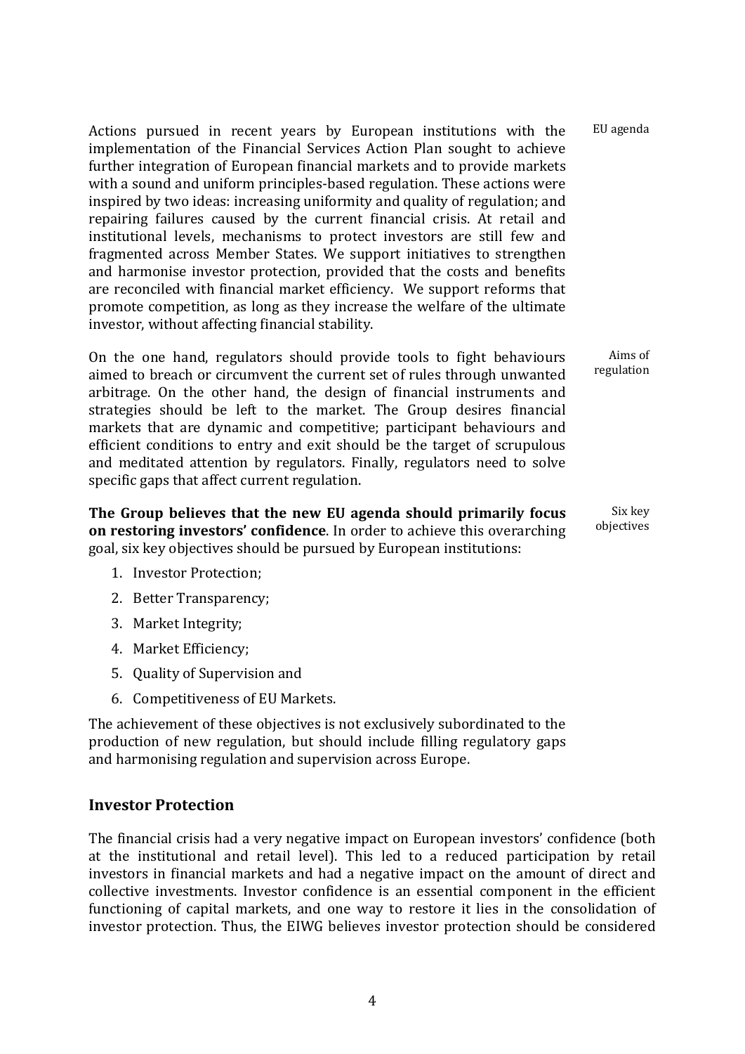EU agenda

Actions pursued in recent years by European institutions with the implementation of the Financial Services Action Plan sought to achieve further integration of European financial markets and to provide markets with a sound and uniform principles-based regulation. These actions were inspired by two ideas: increasing uniformity and quality of regulation; and repairing failures caused by the current financial crisis. At retail and institutional levels, mechanisms to protect investors are still few and fragmented across Member States. We support initiatives to strengthen and harmonise investor protection, provided that the costs and benefits are reconciled with financial market efficiency. We support reforms that promote competition, as long as they increase the welfare of the ultimate investor, without affecting financial stability.

Aims of regulation

On the one hand, regulators should provide tools to fight behaviours aimed to breach or circumvent the current set of rules through unwanted arbitrage. On the other hand, the design of financial instruments and strategies should be left to the market. The Group desires financial markets that are dynamic and competitive; participant behaviours and efficient conditions to entry and exit should be the target of scrupulous and meditated attention by regulators. Finally, regulators need to solve specific gaps that affect current regulation.

Six key objectives

**The Group believes that the new EU agenda should primarily focus on restoring investors' confidence**. In order to achieve this overarching goal, six key objectives should be pursued by European institutions:

1. Investor Protection;
2. Better Transparency;
3. Market Integrity;
4. Market Efficiency;
5. Quality of Supervision and
6. Competitiveness of EU Markets.

The achievement of these objectives is not exclusively subordinated to the production of new regulation, but should include filling regulatory gaps and harmonising regulation and supervision across Europe.

## Investor Protection

The financial crisis had a very negative impact on European investors' confidence (both at the institutional and retail level). This led to a reduced participation by retail investors in financial markets and had a negative impact on the amount of direct and collective investments. Investor confidence is an essential component in the efficient functioning of capital markets, and one way to restore it lies in the consolidation of investor protection. Thus, the EIWG believes investor protection should be considered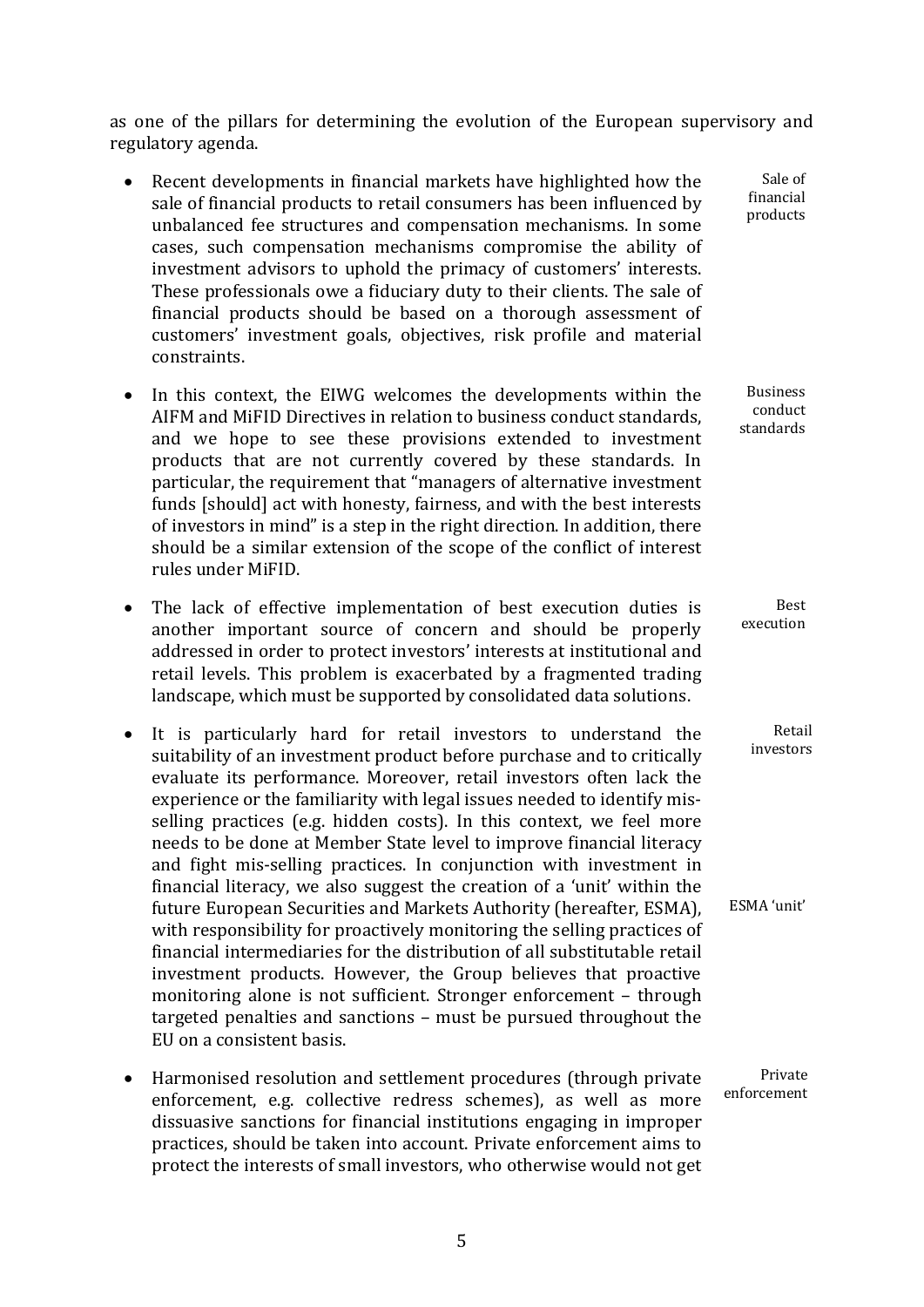as one of the pillars for determining the evolution of the European supervisory and regulatory agenda.

- *Sale of financial products* — Recent developments in financial markets have highlighted how the sale of financial products to retail consumers has been influenced by unbalanced fee structures and compensation mechanisms. In some cases, such compensation mechanisms compromise the ability of investment advisors to uphold the primacy of customers' interests. These professionals owe a fiduciary duty to their clients. The sale of financial products should be based on a thorough assessment of customers' investment goals, objectives, risk profile and material constraints.

- *Business conduct standards* — In this context, the EIWG welcomes the developments within the AIFM and MiFID Directives in relation to business conduct standards, and we hope to see these provisions extended to investment products that are not currently covered by these standards. In particular, the requirement that "managers of alternative investment funds [should] act with honesty, fairness, and with the best interests of investors in mind" is a step in the right direction. In addition, there should be a similar extension of the scope of the conflict of interest rules under MiFID.

- *Best execution* — The lack of effective implementation of best execution duties is another important source of concern and should be properly addressed in order to protect investors' interests at institutional and retail levels. This problem is exacerbated by a fragmented trading landscape, which must be supported by consolidated data solutions.

- *Retail investors* — It is particularly hard for retail investors to understand the suitability of an investment product before purchase and to critically evaluate its performance. Moreover, retail investors often lack the experience or the familiarity with legal issues needed to identify mis-selling practices (e.g. hidden costs). In this context, we feel more needs to be done at Member State level to improve financial literacy and fight mis-selling practices. *ESMA 'unit'* — In conjunction with investment in financial literacy, we also suggest the creation of a 'unit' within the future European Securities and Markets Authority (hereafter, ESMA), with responsibility for proactively monitoring the selling practices of financial intermediaries for the distribution of all substitutable retail investment products. However, the Group believes that proactive monitoring alone is not sufficient. Stronger enforcement – through targeted penalties and sanctions – must be pursued throughout the EU on a consistent basis.

- *Private enforcement* — Harmonised resolution and settlement procedures (through private enforcement, e.g. collective redress schemes), as well as more dissuasive sanctions for financial institutions engaging in improper practices, should be taken into account. Private enforcement aims to protect the interests of small investors, who otherwise would not get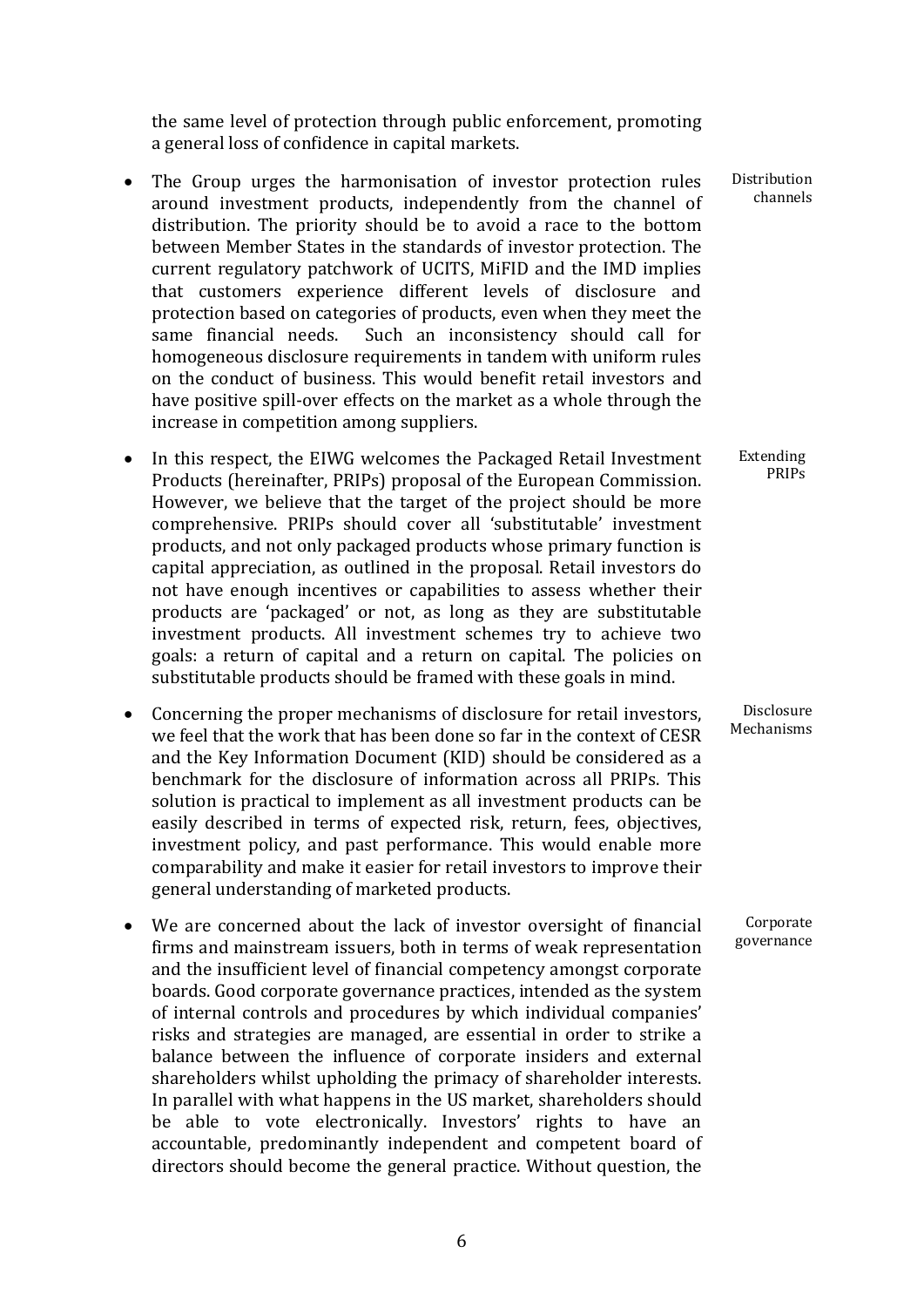the same level of protection through public enforcement, promoting a general loss of confidence in capital markets.

- *Distribution channels* — The Group urges the harmonisation of investor protection rules around investment products, independently from the channel of distribution. The priority should be to avoid a race to the bottom between Member States in the standards of investor protection. The current regulatory patchwork of UCITS, MiFID and the IMD implies that customers experience different levels of disclosure and protection based on categories of products, even when they meet the same financial needs. Such an inconsistency should call for homogeneous disclosure requirements in tandem with uniform rules on the conduct of business. This would benefit retail investors and have positive spill-over effects on the market as a whole through the increase in competition among suppliers.

- *Extending PRIPs* — In this respect, the EIWG welcomes the Packaged Retail Investment Products (hereinafter, PRIPs) proposal of the European Commission. However, we believe that the target of the project should be more comprehensive. PRIPs should cover all 'substitutable' investment products, and not only packaged products whose primary function is capital appreciation, as outlined in the proposal. Retail investors do not have enough incentives or capabilities to assess whether their products are 'packaged' or not, as long as they are substitutable investment products. All investment schemes try to achieve two goals: a return of capital and a return on capital. The policies on substitutable products should be framed with these goals in mind.

- *Disclosure Mechanisms* — Concerning the proper mechanisms of disclosure for retail investors, we feel that the work that has been done so far in the context of CESR and the Key Information Document (KID) should be considered as a benchmark for the disclosure of information across all PRIPs. This solution is practical to implement as all investment products can be easily described in terms of expected risk, return, fees, objectives, investment policy, and past performance. This would enable more comparability and make it easier for retail investors to improve their general understanding of marketed products.

- *Corporate governance* — We are concerned about the lack of investor oversight of financial firms and mainstream issuers, both in terms of weak representation and the insufficient level of financial competency amongst corporate boards. Good corporate governance practices, intended as the system of internal controls and procedures by which individual companies' risks and strategies are managed, are essential in order to strike a balance between the influence of corporate insiders and external shareholders whilst upholding the primacy of shareholder interests. In parallel with what happens in the US market, shareholders should be able to vote electronically. Investors' rights to have an accountable, predominantly independent and competent board of directors should become the general practice. Without question, the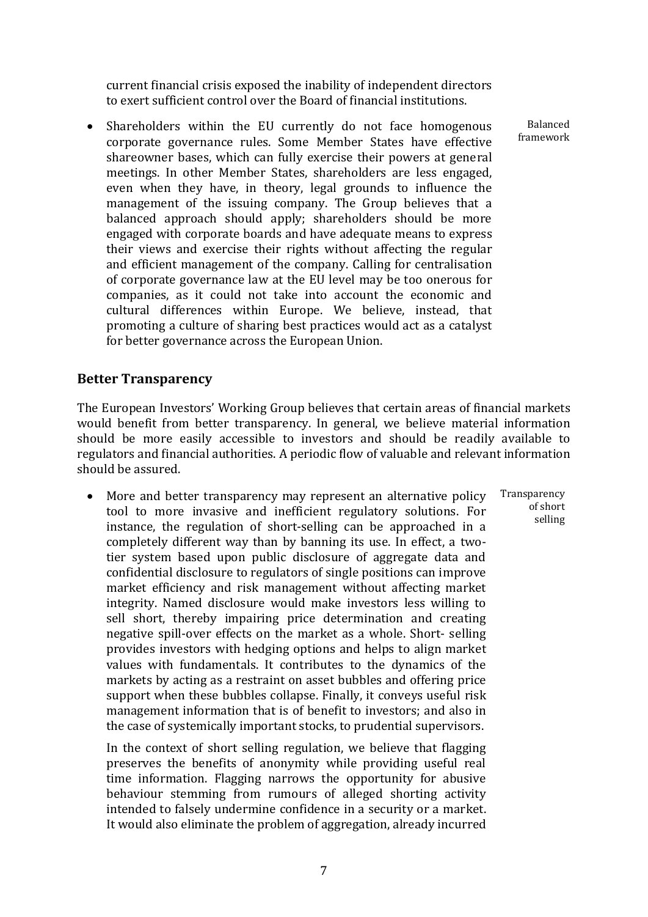current financial crisis exposed the inability of independent directors to exert sufficient control over the Board of financial institutions.

- Shareholders within the EU currently do not face homogenous corporate governance rules. Some Member States have effective shareowner bases, which can fully exercise their powers at general meetings. In other Member States, shareholders are less engaged, even when they have, in theory, legal grounds to influence the management of the issuing company. The Group believes that a balanced approach should apply; shareholders should be more engaged with corporate boards and have adequate means to express their views and exercise their rights without affecting the regular and efficient management of the company. Calling for centralisation of corporate governance law at the EU level may be too onerous for companies, as it could not take into account the economic and cultural differences within Europe. We believe, instead, that promoting a culture of sharing best practices would act as a catalyst for better governance across the European Union.

  *Balanced framework*

## Better Transparency

The European Investors' Working Group believes that certain areas of financial markets would benefit from better transparency. In general, we believe material information should be more easily accessible to investors and should be readily available to regulators and financial authorities. A periodic flow of valuable and relevant information should be assured.

- More and better transparency may represent an alternative policy tool to more invasive and inefficient regulatory solutions. For instance, the regulation of short-selling can be approached in a completely different way than by banning its use. In effect, a two-tier system based upon public disclosure of aggregate data and confidential disclosure to regulators of single positions can improve market efficiency and risk management without affecting market integrity. Named disclosure would make investors less willing to sell short, thereby impairing price determination and creating negative spill-over effects on the market as a whole. Short- selling provides investors with hedging options and helps to align market values with fundamentals. It contributes to the dynamics of the markets by acting as a restraint on asset bubbles and offering price support when these bubbles collapse. Finally, it conveys useful risk management information that is of benefit to investors; and also in the case of systemically important stocks, to prudential supervisors.

  *Transparency of short selling*

  In the context of short selling regulation, we believe that flagging preserves the benefits of anonymity while providing useful real time information. Flagging narrows the opportunity for abusive behaviour stemming from rumours of alleged shorting activity intended to falsely undermine confidence in a security or a market. It would also eliminate the problem of aggregation, already incurred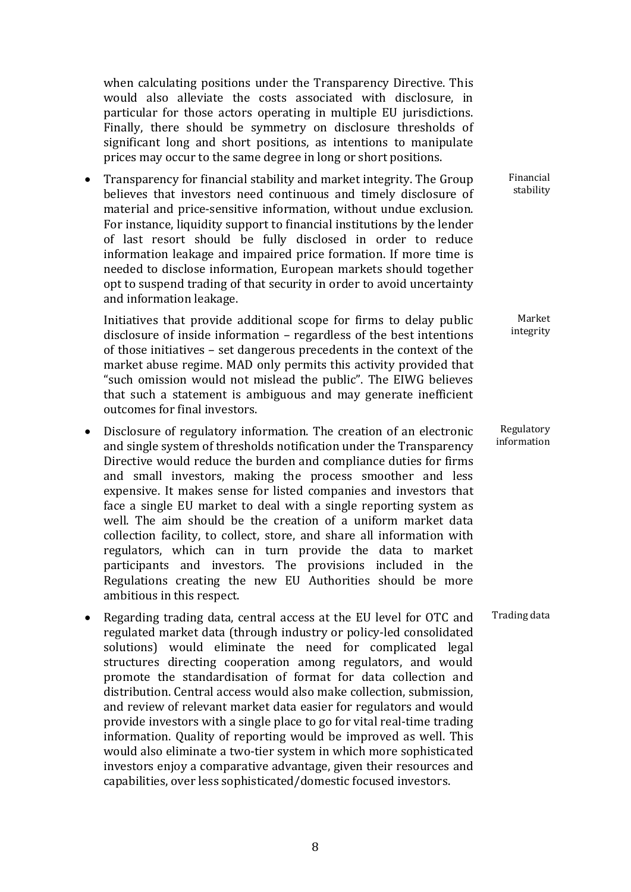when calculating positions under the Transparency Directive. This would also alleviate the costs associated with disclosure, in particular for those actors operating in multiple EU jurisdictions. Finally, there should be symmetry on disclosure thresholds of significant long and short positions, as intentions to manipulate prices may occur to the same degree in long or short positions.

- Financial stability

  Transparency for financial stability and market integrity. The Group believes that investors need continuous and timely disclosure of material and price-sensitive information, without undue exclusion. For instance, liquidity support to financial institutions by the lender of last resort should be fully disclosed in order to reduce information leakage and impaired price formation. If more time is needed to disclose information, European markets should together opt to suspend trading of that security in order to avoid uncertainty and information leakage.

  Market integrity

  Initiatives that provide additional scope for firms to delay public disclosure of inside information – regardless of the best intentions of those initiatives – set dangerous precedents in the context of the market abuse regime. MAD only permits this activity provided that "such omission would not mislead the public". The EIWG believes that such a statement is ambiguous and may generate inefficient outcomes for final investors.

- Regulatory information

  Disclosure of regulatory information. The creation of an electronic and single system of thresholds notification under the Transparency Directive would reduce the burden and compliance duties for firms and small investors, making the process smoother and less expensive. It makes sense for listed companies and investors that face a single EU market to deal with a single reporting system as well. The aim should be the creation of a uniform market data collection facility, to collect, store, and share all information with regulators, which can in turn provide the data to market participants and investors. The provisions included in the Regulations creating the new EU Authorities should be more ambitious in this respect.

- Trading data

  Regarding trading data, central access at the EU level for OTC and regulated market data (through industry or policy-led consolidated solutions) would eliminate the need for complicated legal structures directing cooperation among regulators, and would promote the standardisation of format for data collection and distribution. Central access would also make collection, submission, and review of relevant market data easier for regulators and would provide investors with a single place to go for vital real-time trading information. Quality of reporting would be improved as well. This would also eliminate a two-tier system in which more sophisticated investors enjoy a comparative advantage, given their resources and capabilities, over less sophisticated/domestic focused investors.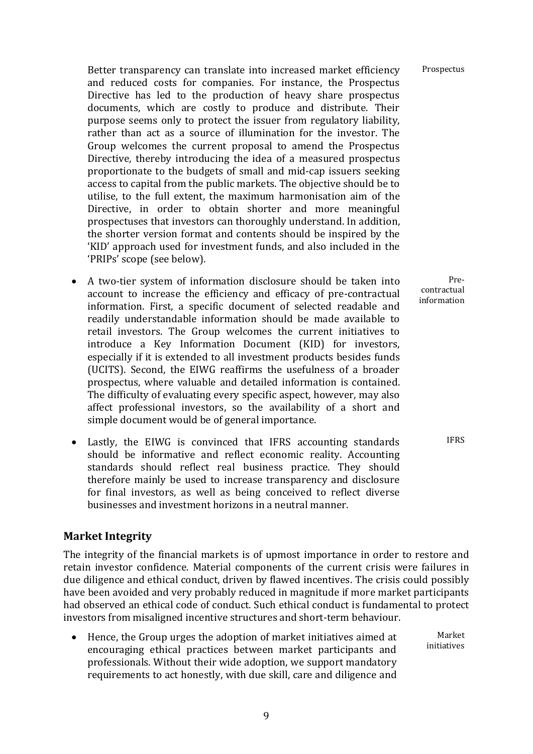Better transparency can translate into increased market efficiency and reduced costs for companies. For instance, the Prospectus Directive has led to the production of heavy share prospectus documents, which are costly to produce and distribute. Their purpose seems only to protect the issuer from regulatory liability, rather than act as a source of illumination for the investor. The Group welcomes the current proposal to amend the Prospectus Directive, thereby introducing the idea of a measured prospectus proportionate to the budgets of small and mid-cap issuers seeking access to capital from the public markets. The objective should be to utilise, to the full extent, the maximum harmonisation aim of the Directive, in order to obtain shorter and more meaningful prospectuses that investors can thoroughly understand. In addition, the shorter version format and contents should be inspired by the 'KID' approach used for investment funds, and also included in the 'PRIPs' scope (see below).

Prospectus

- A two-tier system of information disclosure should be taken into account to increase the efficiency and efficacy of pre-contractual information. First, a specific document of selected readable and readily understandable information should be made available to retail investors. The Group welcomes the current initiatives to introduce a Key Information Document (KID) for investors, especially if it is extended to all investment products besides funds (UCITS). Second, the EIWG reaffirms the usefulness of a broader prospectus, where valuable and detailed information is contained. The difficulty of evaluating every specific aspect, however, may also affect professional investors, so the availability of a short and simple document would be of general importance.

Pre-contractual information

- Lastly, the EIWG is convinced that IFRS accounting standards should be informative and reflect economic reality. Accounting standards should reflect real business practice. They should therefore mainly be used to increase transparency and disclosure for final investors, as well as being conceived to reflect diverse businesses and investment horizons in a neutral manner.

IFRS

## Market Integrity

The integrity of the financial markets is of upmost importance in order to restore and retain investor confidence. Material components of the current crisis were failures in due diligence and ethical conduct, driven by flawed incentives. The crisis could possibly have been avoided and very probably reduced in magnitude if more market participants had observed an ethical code of conduct. Such ethical conduct is fundamental to protect investors from misaligned incentive structures and short-term behaviour.

- Hence, the Group urges the adoption of market initiatives aimed at encouraging ethical practices between market participants and professionals. Without their wide adoption, we support mandatory requirements to act honestly, with due skill, care and diligence and

Market initiatives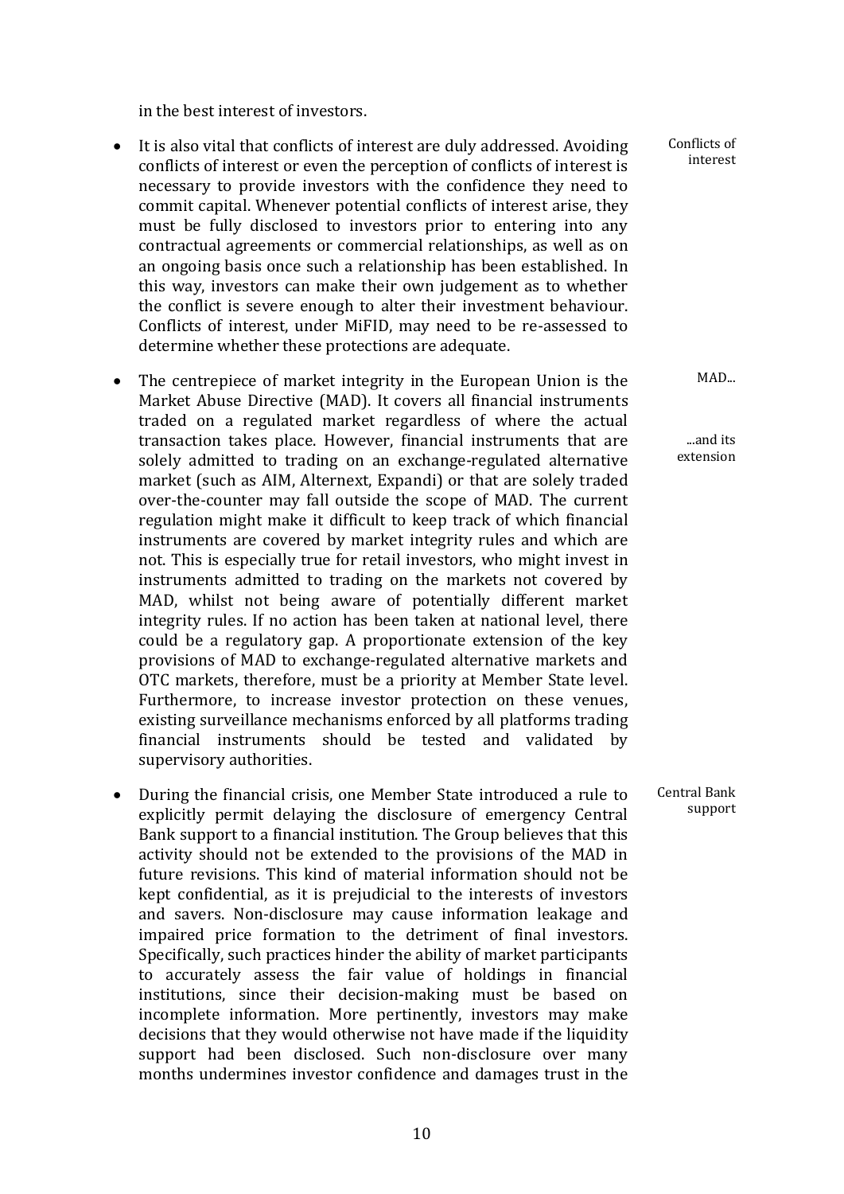in the best interest of investors.

- Conflicts of interest — It is also vital that conflicts of interest are duly addressed. Avoiding conflicts of interest or even the perception of conflicts of interest is necessary to provide investors with the confidence they need to commit capital. Whenever potential conflicts of interest arise, they must be fully disclosed to investors prior to entering into any contractual agreements or commercial relationships, as well as on an ongoing basis once such a relationship has been established. In this way, investors can make their own judgement as to whether the conflict is severe enough to alter their investment behaviour. Conflicts of interest, under MiFID, may need to be re-assessed to determine whether these protections are adequate.

- MAD... ...and its extension — The centrepiece of market integrity in the European Union is the Market Abuse Directive (MAD). It covers all financial instruments traded on a regulated market regardless of where the actual transaction takes place. However, financial instruments that are solely admitted to trading on an exchange-regulated alternative market (such as AIM, Alternext, Expandi) or that are solely traded over-the-counter may fall outside the scope of MAD. The current regulation might make it difficult to keep track of which financial instruments are covered by market integrity rules and which are not. This is especially true for retail investors, who might invest in instruments admitted to trading on the markets not covered by MAD, whilst not being aware of potentially different market integrity rules. If no action has been taken at national level, there could be a regulatory gap. A proportionate extension of the key provisions of MAD to exchange-regulated alternative markets and OTC markets, therefore, must be a priority at Member State level. Furthermore, to increase investor protection on these venues, existing surveillance mechanisms enforced by all platforms trading financial instruments should be tested and validated by supervisory authorities.

- Central Bank support — During the financial crisis, one Member State introduced a rule to explicitly permit delaying the disclosure of emergency Central Bank support to a financial institution. The Group believes that this activity should not be extended to the provisions of the MAD in future revisions. This kind of material information should not be kept confidential, as it is prejudicial to the interests of investors and savers. Non-disclosure may cause information leakage and impaired price formation to the detriment of final investors. Specifically, such practices hinder the ability of market participants to accurately assess the fair value of holdings in financial institutions, since their decision-making must be based on incomplete information. More pertinently, investors may make decisions that they would otherwise not have made if the liquidity support had been disclosed. Such non-disclosure over many months undermines investor confidence and damages trust in the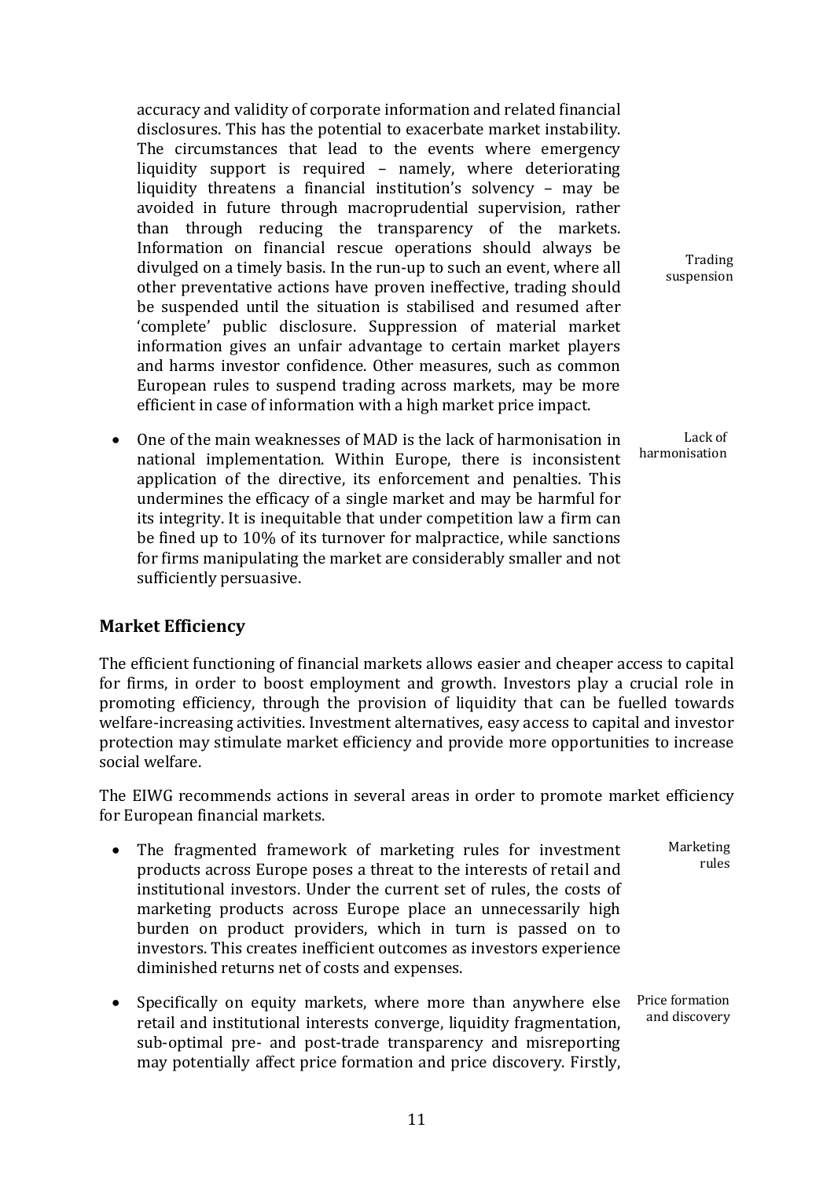accuracy and validity of corporate information and related financial disclosures. This has the potential to exacerbate market instability. The circumstances that lead to the events where emergency liquidity support is required – namely, where deteriorating liquidity threatens a financial institution's solvency – may be avoided in future through macroprudential supervision, rather than through reducing the transparency of the markets. Information on financial rescue operations should always be divulged on a timely basis. In the run-up to such an event, where all other preventative actions have proven ineffective, trading should be suspended until the situation is stabilised and resumed after 'complete' public disclosure. Suppression of material market information gives an unfair advantage to certain market players and harms investor confidence. Other measures, such as common European rules to suspend trading across markets, may be more efficient in case of information with a high market price impact.

Trading suspension

- One of the main weaknesses of MAD is the lack of harmonisation in national implementation. Within Europe, there is inconsistent application of the directive, its enforcement and penalties. This undermines the efficacy of a single market and may be harmful for its integrity. It is inequitable that under competition law a firm can be fined up to 10% of its turnover for malpractice, while sanctions for firms manipulating the market are considerably smaller and not sufficiently persuasive.

Lack of harmonisation

## Market Efficiency

The efficient functioning of financial markets allows easier and cheaper access to capital for firms, in order to boost employment and growth. Investors play a crucial role in promoting efficiency, through the provision of liquidity that can be fuelled towards welfare-increasing activities. Investment alternatives, easy access to capital and investor protection may stimulate market efficiency and provide more opportunities to increase social welfare.

The EIWG recommends actions in several areas in order to promote market efficiency for European financial markets.

- The fragmented framework of marketing rules for investment products across Europe poses a threat to the interests of retail and institutional investors. Under the current set of rules, the costs of marketing products across Europe place an unnecessarily high burden on product providers, which in turn is passed on to investors. This creates inefficient outcomes as investors experience diminished returns net of costs and expenses.

Marketing rules

- Specifically on equity markets, where more than anywhere else retail and institutional interests converge, liquidity fragmentation, sub-optimal pre- and post-trade transparency and misreporting may potentially affect price formation and price discovery. Firstly,

Price formation and discovery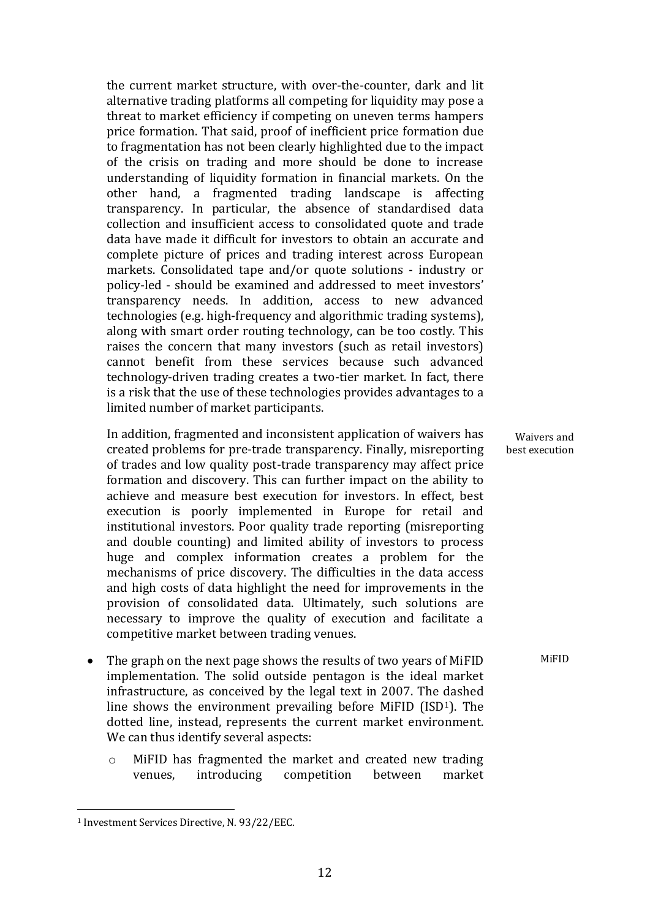the current market structure, with over-the-counter, dark and lit alternative trading platforms all competing for liquidity may pose a threat to market efficiency if competing on uneven terms hampers price formation. That said, proof of inefficient price formation due to fragmentation has not been clearly highlighted due to the impact of the crisis on trading and more should be done to increase understanding of liquidity formation in financial markets. On the other hand, a fragmented trading landscape is affecting transparency. In particular, the absence of standardised data collection and insufficient access to consolidated quote and trade data have made it difficult for investors to obtain an accurate and complete picture of prices and trading interest across European markets. Consolidated tape and/or quote solutions - industry or policy-led - should be examined and addressed to meet investors' transparency needs. In addition, access to new advanced technologies (e.g. high-frequency and algorithmic trading systems), along with smart order routing technology, can be too costly. This raises the concern that many investors (such as retail investors) cannot benefit from these services because such advanced technology-driven trading creates a two-tier market. In fact, there is a risk that the use of these technologies provides advantages to a limited number of market participants.

Waivers and best execution

In addition, fragmented and inconsistent application of waivers has created problems for pre-trade transparency. Finally, misreporting of trades and low quality post-trade transparency may affect price formation and discovery. This can further impact on the ability to achieve and measure best execution for investors. In effect, best execution is poorly implemented in Europe for retail and institutional investors. Poor quality trade reporting (misreporting and double counting) and limited ability of investors to process huge and complex information creates a problem for the mechanisms of price discovery. The difficulties in the data access and high costs of data highlight the need for improvements in the provision of consolidated data. Ultimately, such solutions are necessary to improve the quality of execution and facilitate a competitive market between trading venues.

MiFID

- The graph on the next page shows the results of two years of MiFID implementation. The solid outside pentagon is the ideal market infrastructure, as conceived by the legal text in 2007. The dashed line shows the environment prevailing before MiFID (ISD[1]). The dotted line, instead, represents the current market environment. We can thus identify several aspects:
    - MiFID has fragmented the market and created new trading venues, introducing competition between market

[1] Investment Services Directive, N. 93/22/EEC.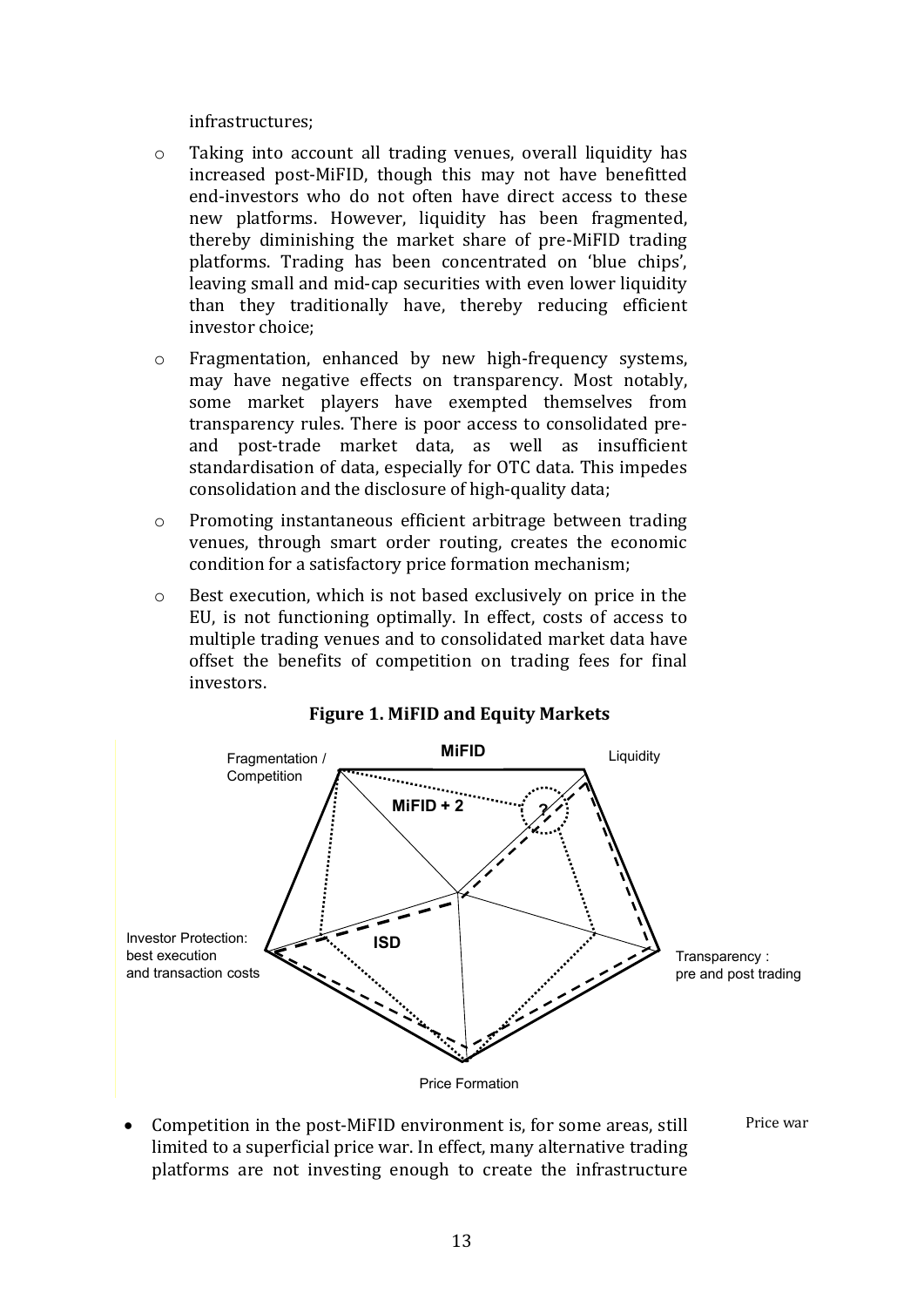infrastructures;

- Taking into account all trading venues, overall liquidity has increased post-MiFID, though this may not have benefitted end-investors who do not often have direct access to these new platforms. However, liquidity has been fragmented, thereby diminishing the market share of pre-MiFID trading platforms. Trading has been concentrated on 'blue chips', leaving small and mid-cap securities with even lower liquidity than they traditionally have, thereby reducing efficient investor choice;
- Fragmentation, enhanced by new high-frequency systems, may have negative effects on transparency. Most notably, some market players have exempted themselves from transparency rules. There is poor access to consolidated pre- and post-trade market data, as well as insufficient standardisation of data, especially for OTC data. This impedes consolidation and the disclosure of high-quality data;
- Promoting instantaneous efficient arbitrage between trading venues, through smart order routing, creates the economic condition for a satisfactory price formation mechanism;
- Best execution, which is not based exclusively on price in the EU, is not functioning optimally. In effect, costs of access to multiple trading venues and to consolidated market data have offset the benefits of competition on trading fees for final investors.

**Figure 1. MiFID and Equity Markets**

Fragmentation / Competition — MiFID — Liquidity — MiFID + 2 — ? — ISD — Investor Protection: best execution and transaction costs — Transparency : pre and post trading — Price Formation

- Competition in the post-MiFID environment is, for some areas, still limited to a superficial price war. In effect, many alternative trading platforms are not investing enough to create the infrastructure

Price war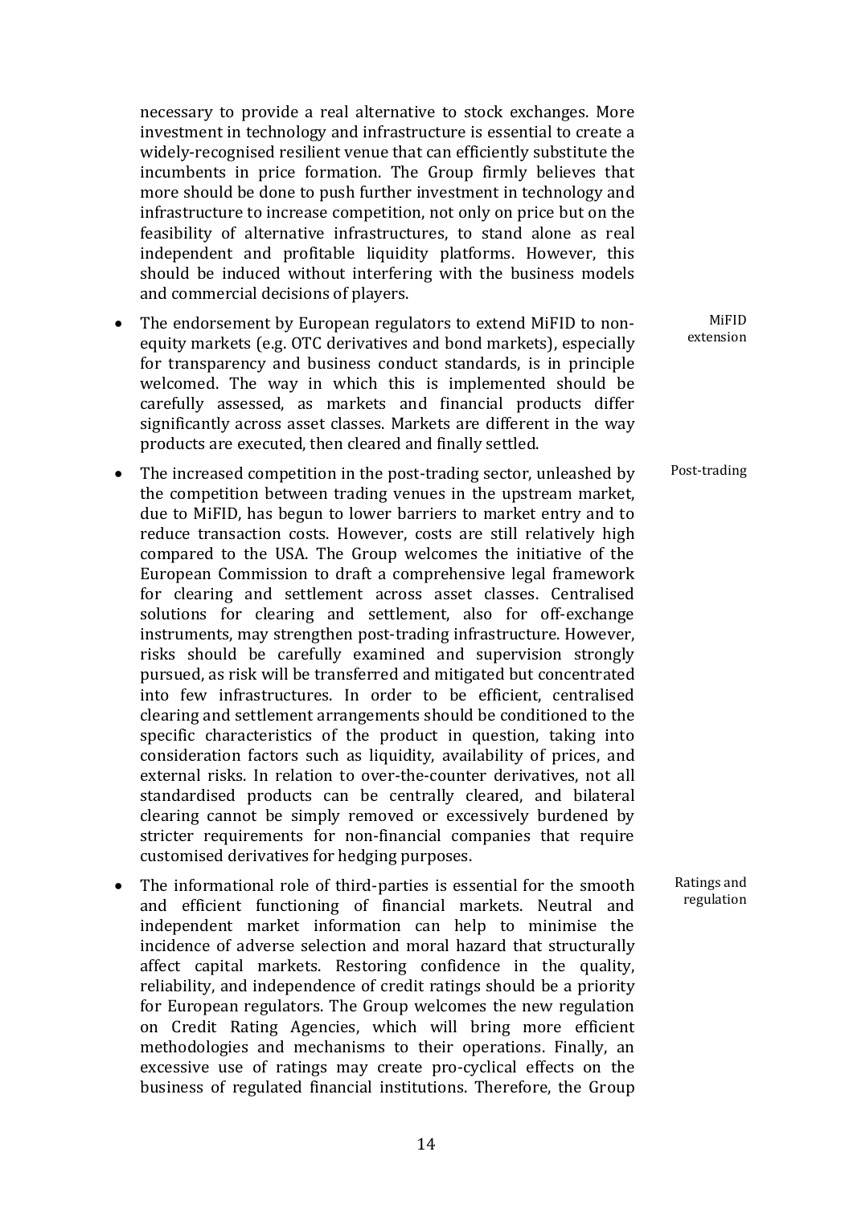necessary to provide a real alternative to stock exchanges. More investment in technology and infrastructure is essential to create a widely-recognised resilient venue that can efficiently substitute the incumbents in price formation. The Group firmly believes that more should be done to push further investment in technology and infrastructure to increase competition, not only on price but on the feasibility of alternative infrastructures, to stand alone as real independent and profitable liquidity platforms. However, this should be induced without interfering with the business models and commercial decisions of players.

MiFID extension

- The endorsement by European regulators to extend MiFID to non-equity markets (e.g. OTC derivatives and bond markets), especially for transparency and business conduct standards, is in principle welcomed. The way in which this is implemented should be carefully assessed, as markets and financial products differ significantly across asset classes. Markets are different in the way products are executed, then cleared and finally settled.

Post-trading

- The increased competition in the post-trading sector, unleashed by the competition between trading venues in the upstream market, due to MiFID, has begun to lower barriers to market entry and to reduce transaction costs. However, costs are still relatively high compared to the USA. The Group welcomes the initiative of the European Commission to draft a comprehensive legal framework for clearing and settlement across asset classes. Centralised solutions for clearing and settlement, also for off-exchange instruments, may strengthen post-trading infrastructure. However, risks should be carefully examined and supervision strongly pursued, as risk will be transferred and mitigated but concentrated into few infrastructures. In order to be efficient, centralised clearing and settlement arrangements should be conditioned to the specific characteristics of the product in question, taking into consideration factors such as liquidity, availability of prices, and external risks. In relation to over-the-counter derivatives, not all standardised products can be centrally cleared, and bilateral clearing cannot be simply removed or excessively burdened by stricter requirements for non-financial companies that require customised derivatives for hedging purposes.

Ratings and regulation

- The informational role of third-parties is essential for the smooth and efficient functioning of financial markets. Neutral and independent market information can help to minimise the incidence of adverse selection and moral hazard that structurally affect capital markets. Restoring confidence in the quality, reliability, and independence of credit ratings should be a priority for European regulators. The Group welcomes the new regulation on Credit Rating Agencies, which will bring more efficient methodologies and mechanisms to their operations. Finally, an excessive use of ratings may create pro-cyclical effects on the business of regulated financial institutions. Therefore, the Group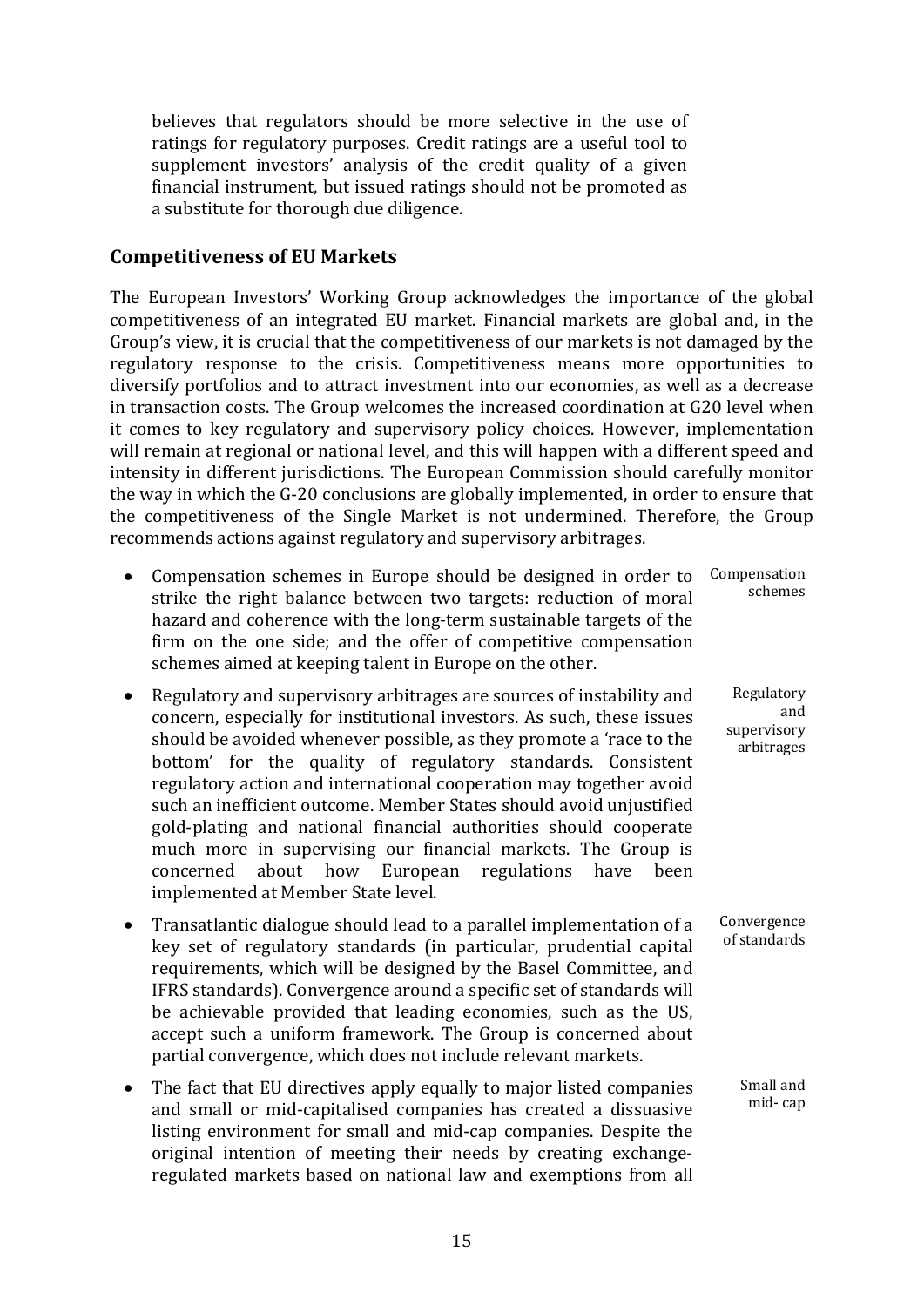believes that regulators should be more selective in the use of ratings for regulatory purposes. Credit ratings are a useful tool to supplement investors' analysis of the credit quality of a given financial instrument, but issued ratings should not be promoted as a substitute for thorough due diligence.

## Competitiveness of EU Markets

The European Investors' Working Group acknowledges the importance of the global competitiveness of an integrated EU market. Financial markets are global and, in the Group's view, it is crucial that the competitiveness of our markets is not damaged by the regulatory response to the crisis. Competitiveness means more opportunities to diversify portfolios and to attract investment into our economies, as well as a decrease in transaction costs. The Group welcomes the increased coordination at G20 level when it comes to key regulatory and supervisory policy choices. However, implementation will remain at regional or national level, and this will happen with a different speed and intensity in different jurisdictions. The European Commission should carefully monitor the way in which the G-20 conclusions are globally implemented, in order to ensure that the competitiveness of the Single Market is not undermined. Therefore, the Group recommends actions against regulatory and supervisory arbitrages.

- *Compensation schemes* — Compensation schemes in Europe should be designed in order to strike the right balance between two targets: reduction of moral hazard and coherence with the long-term sustainable targets of the firm on the one side; and the offer of competitive compensation schemes aimed at keeping talent in Europe on the other.
- *Regulatory and supervisory arbitrages* — Regulatory and supervisory arbitrages are sources of instability and concern, especially for institutional investors. As such, these issues should be avoided whenever possible, as they promote a 'race to the bottom' for the quality of regulatory standards. Consistent regulatory action and international cooperation may together avoid such an inefficient outcome. Member States should avoid unjustified gold-plating and national financial authorities should cooperate much more in supervising our financial markets. The Group is concerned about how European regulations have been implemented at Member State level.
- *Convergence of standards* — Transatlantic dialogue should lead to a parallel implementation of a key set of regulatory standards (in particular, prudential capital requirements, which will be designed by the Basel Committee, and IFRS standards). Convergence around a specific set of standards will be achievable provided that leading economies, such as the US, accept such a uniform framework. The Group is concerned about partial convergence, which does not include relevant markets.
- *Small and mid- cap* — The fact that EU directives apply equally to major listed companies and small or mid-capitalised companies has created a dissuasive listing environment for small and mid-cap companies. Despite the original intention of meeting their needs by creating exchange-regulated markets based on national law and exemptions from all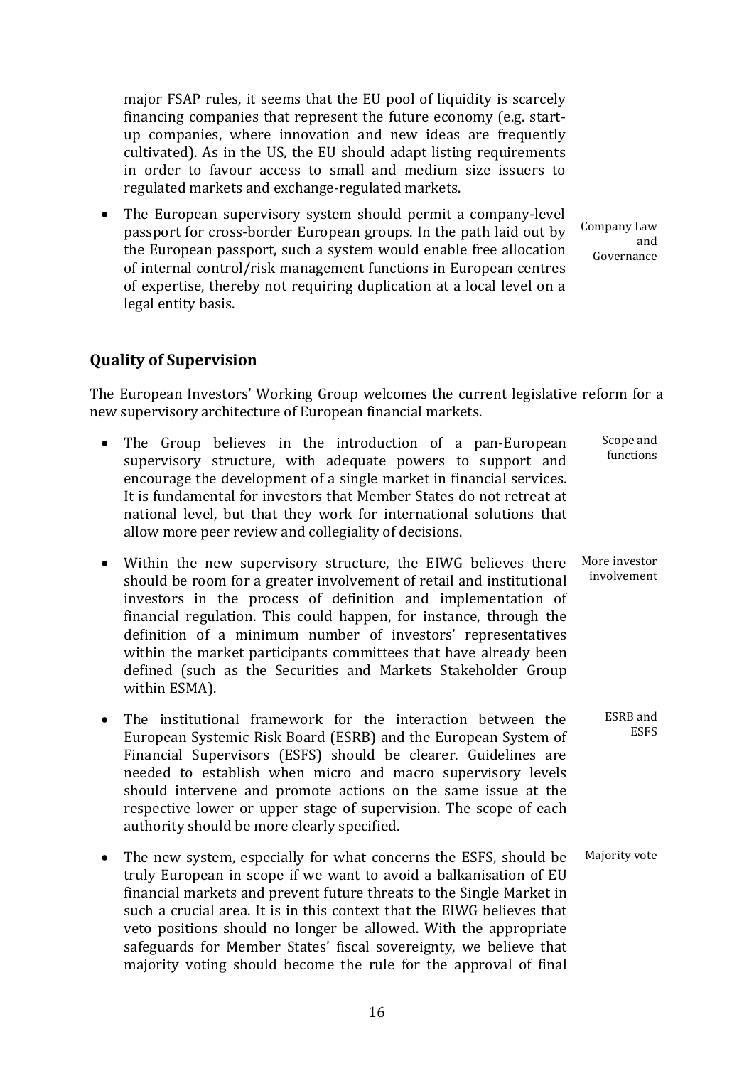major FSAP rules, it seems that the EU pool of liquidity is scarcely financing companies that represent the future economy (e.g. start-up companies, where innovation and new ideas are frequently cultivated). As in the US, the EU should adapt listing requirements in order to favour access to small and medium size issuers to regulated markets and exchange-regulated markets.

- The European supervisory system should permit a company-level passport for cross-border European groups. In the path laid out by the European passport, such a system would enable free allocation of internal control/risk management functions in European centres of expertise, thereby not requiring duplication at a local level on a legal entity basis.

  *Company Law and Governance*

## Quality of Supervision

The European Investors' Working Group welcomes the current legislative reform for a new supervisory architecture of European financial markets.

- *Scope and functions*

  The Group believes in the introduction of a pan-European supervisory structure, with adequate powers to support and encourage the development of a single market in financial services. It is fundamental for investors that Member States do not retreat at national level, but that they work for international solutions that allow more peer review and collegiality of decisions.

- *More investor involvement*

  Within the new supervisory structure, the EIWG believes there should be room for a greater involvement of retail and institutional investors in the process of definition and implementation of financial regulation. This could happen, for instance, through the definition of a minimum number of investors' representatives within the market participants committees that have already been defined (such as the Securities and Markets Stakeholder Group within ESMA).

- *ESRB and ESFS*

  The institutional framework for the interaction between the European Systemic Risk Board (ESRB) and the European System of Financial Supervisors (ESFS) should be clearer. Guidelines are needed to establish when micro and macro supervisory levels should intervene and promote actions on the same issue at the respective lower or upper stage of supervision. The scope of each authority should be more clearly specified.

- *Majority vote*

  The new system, especially for what concerns the ESFS, should be truly European in scope if we want to avoid a balkanisation of EU financial markets and prevent future threats to the Single Market in such a crucial area. It is in this context that the EIWG believes that veto positions should no longer be allowed. With the appropriate safeguards for Member States' fiscal sovereignty, we believe that majority voting should become the rule for the approval of final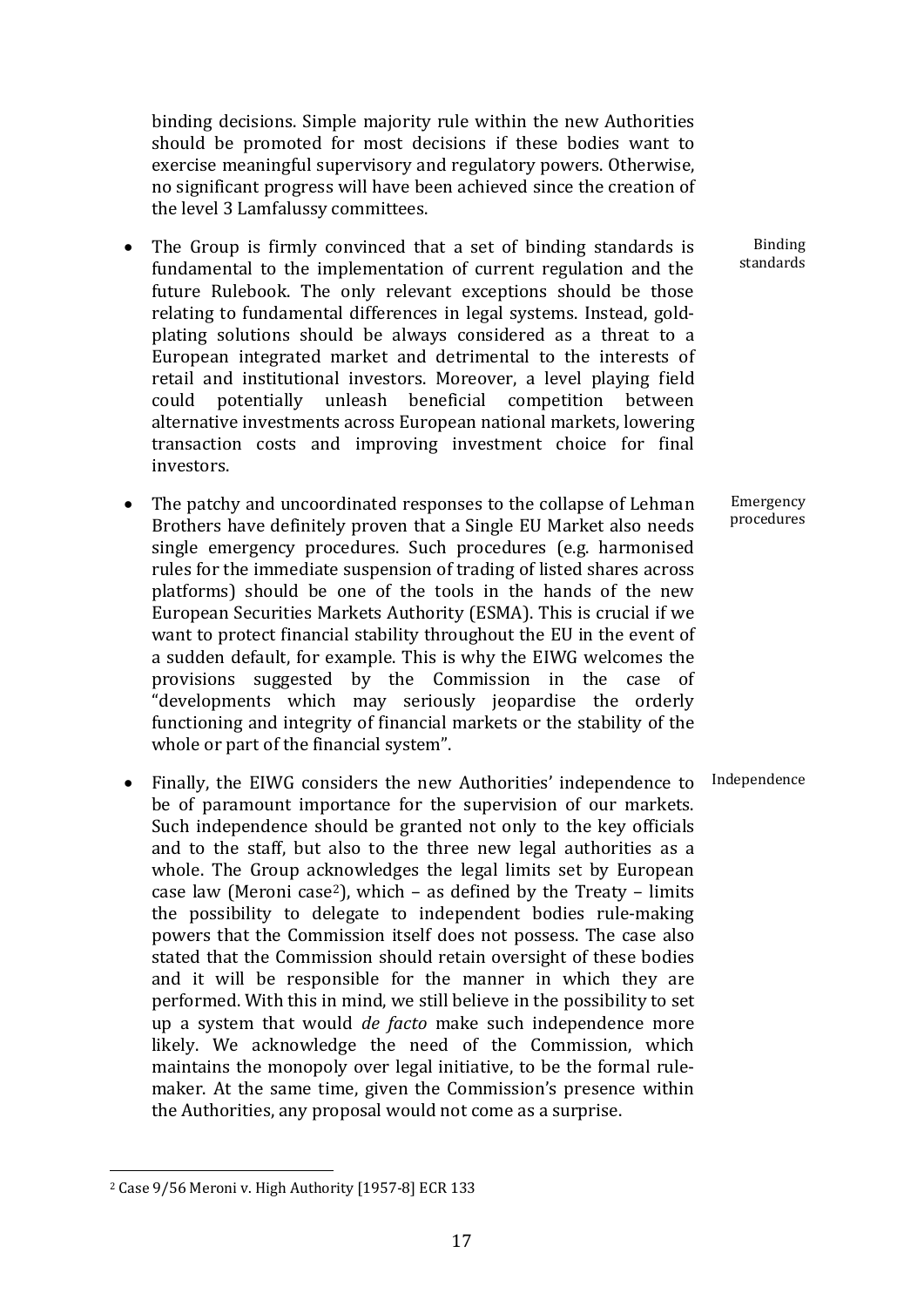binding decisions. Simple majority rule within the new Authorities should be promoted for most decisions if these bodies want to exercise meaningful supervisory and regulatory powers. Otherwise, no significant progress will have been achieved since the creation of the level 3 Lamfalussy committees.

- The Group is firmly convinced that a set of binding standards is fundamental to the implementation of current regulation and the future Rulebook. The only relevant exceptions should be those relating to fundamental differences in legal systems. Instead, gold-plating solutions should be always considered as a threat to a European integrated market and detrimental to the interests of retail and institutional investors. Moreover, a level playing field could potentially unleash beneficial competition between alternative investments across European national markets, lowering transaction costs and improving investment choice for final investors.

Binding standards

- The patchy and uncoordinated responses to the collapse of Lehman Brothers have definitely proven that a Single EU Market also needs single emergency procedures. Such procedures (e.g. harmonised rules for the immediate suspension of trading of listed shares across platforms) should be one of the tools in the hands of the new European Securities Markets Authority (ESMA). This is crucial if we want to protect financial stability throughout the EU in the event of a sudden default, for example. This is why the EIWG welcomes the provisions suggested by the Commission in the case of "developments which may seriously jeopardise the orderly functioning and integrity of financial markets or the stability of the whole or part of the financial system".

Emergency procedures

- Finally, the EIWG considers the new Authorities' independence to be of paramount importance for the supervision of our markets. Such independence should be granted not only to the key officials and to the staff, but also to the three new legal authorities as a whole. The Group acknowledges the legal limits set by European case law (Meroni case[2]), which – as defined by the Treaty – limits the possibility to delegate to independent bodies rule-making powers that the Commission itself does not possess. The case also stated that the Commission should retain oversight of these bodies and it will be responsible for the manner in which they are performed. With this in mind, we still believe in the possibility to set up a system that would *de facto* make such independence more likely. We acknowledge the need of the Commission, which maintains the monopoly over legal initiative, to be the formal rule-maker. At the same time, given the Commission's presence within the Authorities, any proposal would not come as a surprise.

Independence

[2] Case 9/56 Meroni v. High Authority [1957-8] ECR 133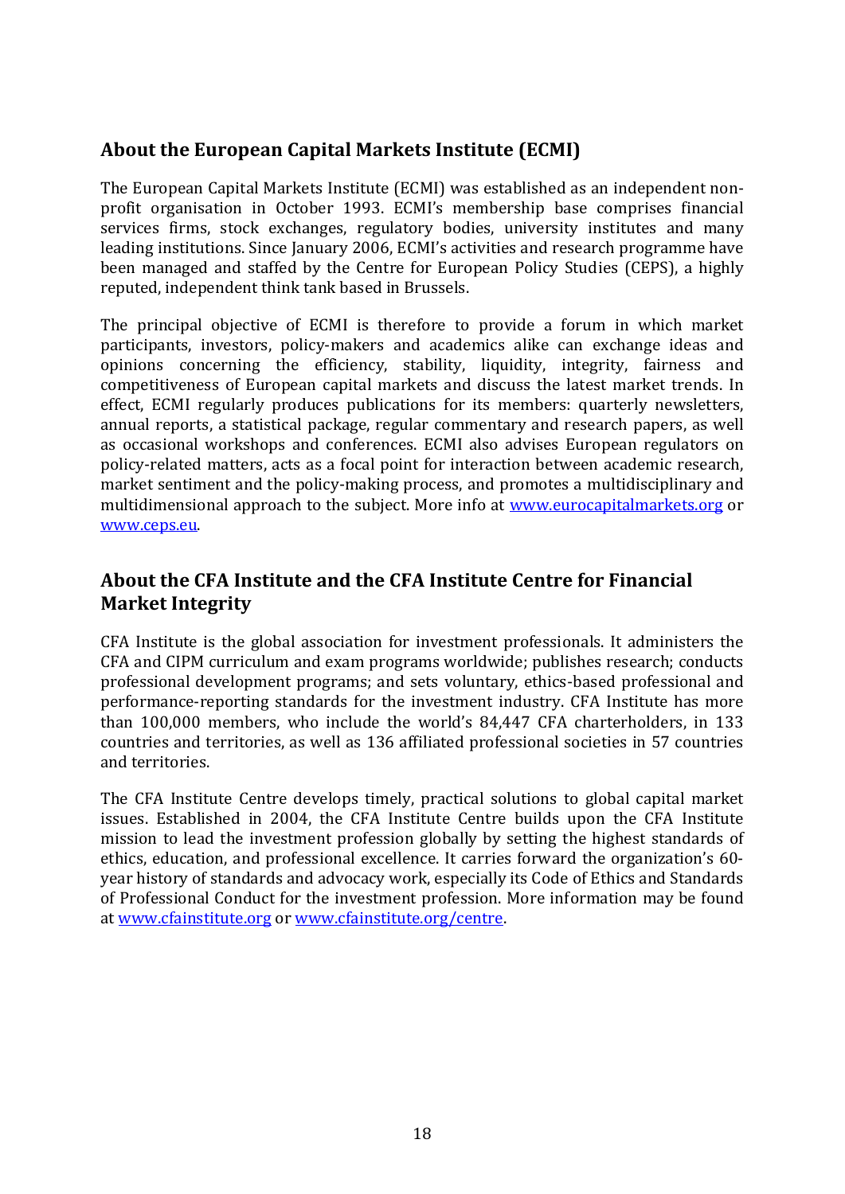## About the European Capital Markets Institute (ECMI)

The European Capital Markets Institute (ECMI) was established as an independent non-profit organisation in October 1993. ECMI's membership base comprises financial services firms, stock exchanges, regulatory bodies, university institutes and many leading institutions. Since January 2006, ECMI's activities and research programme have been managed and staffed by the Centre for European Policy Studies (CEPS), a highly reputed, independent think tank based in Brussels.

The principal objective of ECMI is therefore to provide a forum in which market participants, investors, policy-makers and academics alike can exchange ideas and opinions concerning the efficiency, stability, liquidity, integrity, fairness and competitiveness of European capital markets and discuss the latest market trends. In effect, ECMI regularly produces publications for its members: quarterly newsletters, annual reports, a statistical package, regular commentary and research papers, as well as occasional workshops and conferences. ECMI also advises European regulators on policy-related matters, acts as a focal point for interaction between academic research, market sentiment and the policy-making process, and promotes a multidisciplinary and multidimensional approach to the subject. More info at [www.eurocapitalmarkets.org](http://www.eurocapitalmarkets.org) or [www.ceps.eu](http://www.ceps.eu).

## About the CFA Institute and the CFA Institute Centre for Financial Market Integrity

CFA Institute is the global association for investment professionals. It administers the CFA and CIPM curriculum and exam programs worldwide; publishes research; conducts professional development programs; and sets voluntary, ethics-based professional and performance-reporting standards for the investment industry. CFA Institute has more than 100,000 members, who include the world's 84,447 CFA charterholders, in 133 countries and territories, as well as 136 affiliated professional societies in 57 countries and territories.

The CFA Institute Centre develops timely, practical solutions to global capital market issues. Established in 2004, the CFA Institute Centre builds upon the CFA Institute mission to lead the investment profession globally by setting the highest standards of ethics, education, and professional excellence. It carries forward the organization's 60-year history of standards and advocacy work, especially its Code of Ethics and Standards of Professional Conduct for the investment profession. More information may be found at [www.cfainstitute.org](http://www.cfainstitute.org) or [www.cfainstitute.org/centre](http://www.cfainstitute.org/centre).